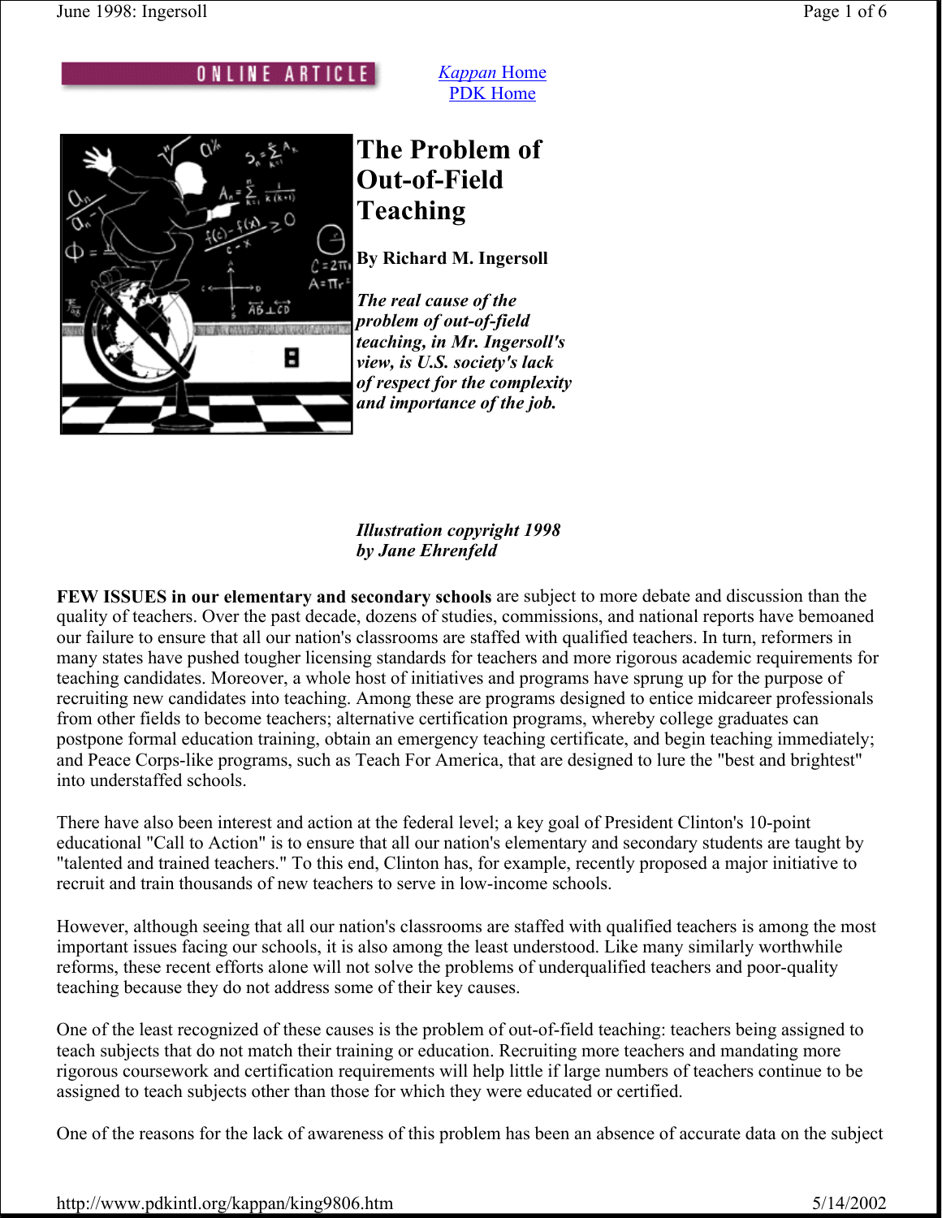ONLINE ARTICLE

*Kappan* Home
PDK Home

# The Problem of Out-of-Field Teaching

**By Richard M. Ingersoll**

***The real cause of the problem of out-of-field teaching, in Mr. Ingersoll's view, is U.S. society's lack of respect for the complexity and importance of the job.***

***Illustration copyright 1998 by Jane Ehrenfeld***

**FEW ISSUES in our elementary and secondary schools** are subject to more debate and discussion than the quality of teachers. Over the past decade, dozens of studies, commissions, and national reports have bemoaned our failure to ensure that all our nation's classrooms are staffed with qualified teachers. In turn, reformers in many states have pushed tougher licensing standards for teachers and more rigorous academic requirements for teaching candidates. Moreover, a whole host of initiatives and programs have sprung up for the purpose of recruiting new candidates into teaching. Among these are programs designed to entice midcareer professionals from other fields to become teachers; alternative certification programs, whereby college graduates can postpone formal education training, obtain an emergency teaching certificate, and begin teaching immediately; and Peace Corps-like programs, such as Teach For America, that are designed to lure the "best and brightest" into understaffed schools.

There have also been interest and action at the federal level; a key goal of President Clinton's 10-point educational "Call to Action" is to ensure that all our nation's elementary and secondary students are taught by "talented and trained teachers." To this end, Clinton has, for example, recently proposed a major initiative to recruit and train thousands of new teachers to serve in low-income schools.

However, although seeing that all our nation's classrooms are staffed with qualified teachers is among the most important issues facing our schools, it is also among the least understood. Like many similarly worthwhile reforms, these recent efforts alone will not solve the problems of underqualified teachers and poor-quality teaching because they do not address some of their key causes.

One of the least recognized of these causes is the problem of out-of-field teaching: teachers being assigned to teach subjects that do not match their training or education. Recruiting more teachers and mandating more rigorous coursework and certification requirements will help little if large numbers of teachers continue to be assigned to teach subjects other than those for which they were educated or certified.

One of the reasons for the lack of awareness of this problem has been an absence of accurate data on the subject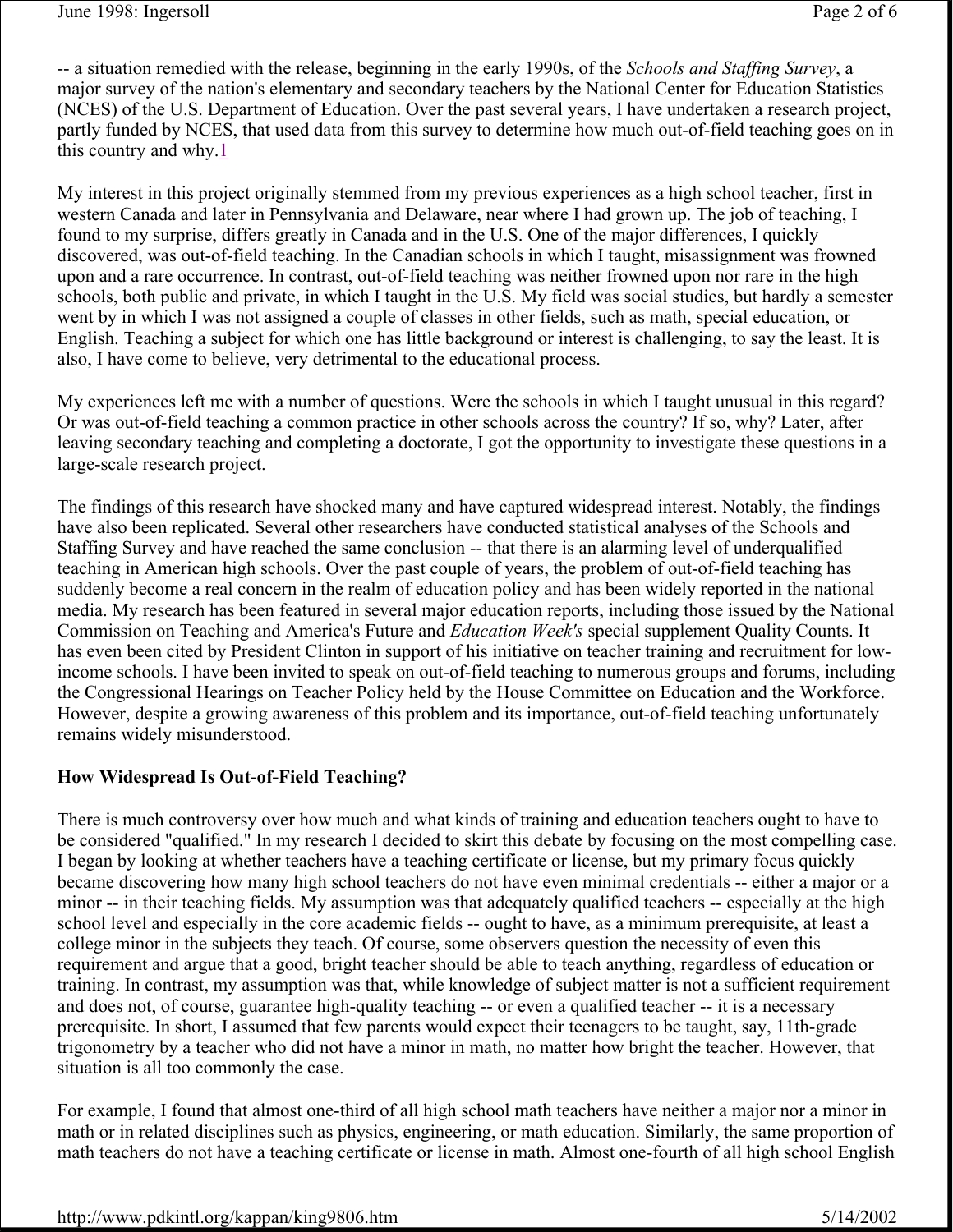-- a situation remedied with the release, beginning in the early 1990s, of the *Schools and Staffing Survey*, a major survey of the nation's elementary and secondary teachers by the National Center for Education Statistics (NCES) of the U.S. Department of Education. Over the past several years, I have undertaken a research project, partly funded by NCES, that used data from this survey to determine how much out-of-field teaching goes on in this country and why.[1]

My interest in this project originally stemmed from my previous experiences as a high school teacher, first in western Canada and later in Pennsylvania and Delaware, near where I had grown up. The job of teaching, I found to my surprise, differs greatly in Canada and in the U.S. One of the major differences, I quickly discovered, was out-of-field teaching. In the Canadian schools in which I taught, misassignment was frowned upon and a rare occurrence. In contrast, out-of-field teaching was neither frowned upon nor rare in the high schools, both public and private, in which I taught in the U.S. My field was social studies, but hardly a semester went by in which I was not assigned a couple of classes in other fields, such as math, special education, or English. Teaching a subject for which one has little background or interest is challenging, to say the least. It is also, I have come to believe, very detrimental to the educational process.

My experiences left me with a number of questions. Were the schools in which I taught unusual in this regard? Or was out-of-field teaching a common practice in other schools across the country? If so, why? Later, after leaving secondary teaching and completing a doctorate, I got the opportunity to investigate these questions in a large-scale research project.

The findings of this research have shocked many and have captured widespread interest. Notably, the findings have also been replicated. Several other researchers have conducted statistical analyses of the Schools and Staffing Survey and have reached the same conclusion -- that there is an alarming level of underqualified teaching in American high schools. Over the past couple of years, the problem of out-of-field teaching has suddenly become a real concern in the realm of education policy and has been widely reported in the national media. My research has been featured in several major education reports, including those issued by the National Commission on Teaching and America's Future and *Education Week's* special supplement Quality Counts. It has even been cited by President Clinton in support of his initiative on teacher training and recruitment for low-income schools. I have been invited to speak on out-of-field teaching to numerous groups and forums, including the Congressional Hearings on Teacher Policy held by the House Committee on Education and the Workforce. However, despite a growing awareness of this problem and its importance, out-of-field teaching unfortunately remains widely misunderstood.

**How Widespread Is Out-of-Field Teaching?**

There is much controversy over how much and what kinds of training and education teachers ought to have to be considered "qualified." In my research I decided to skirt this debate by focusing on the most compelling case. I began by looking at whether teachers have a teaching certificate or license, but my primary focus quickly became discovering how many high school teachers do not have even minimal credentials -- either a major or a minor -- in their teaching fields. My assumption was that adequately qualified teachers -- especially at the high school level and especially in the core academic fields -- ought to have, as a minimum prerequisite, at least a college minor in the subjects they teach. Of course, some observers question the necessity of even this requirement and argue that a good, bright teacher should be able to teach anything, regardless of education or training. In contrast, my assumption was that, while knowledge of subject matter is not a sufficient requirement and does not, of course, guarantee high-quality teaching -- or even a qualified teacher -- it is a necessary prerequisite. In short, I assumed that few parents would expect their teenagers to be taught, say, 11th-grade trigonometry by a teacher who did not have a minor in math, no matter how bright the teacher. However, that situation is all too commonly the case.

For example, I found that almost one-third of all high school math teachers have neither a major nor a minor in math or in related disciplines such as physics, engineering, or math education. Similarly, the same proportion of math teachers do not have a teaching certificate or license in math. Almost one-fourth of all high school English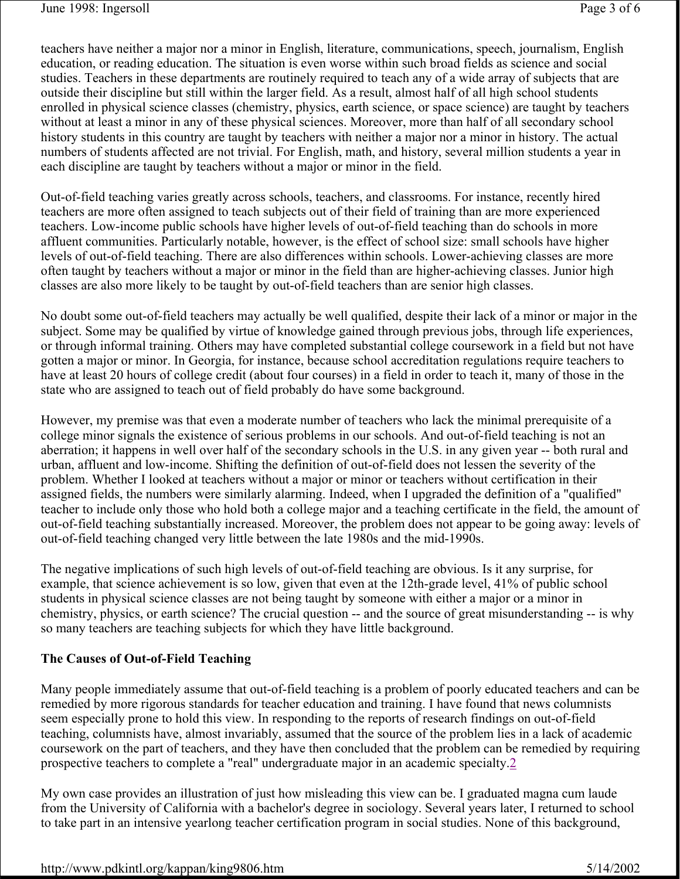teachers have neither a major nor a minor in English, literature, communications, speech, journalism, English education, or reading education. The situation is even worse within such broad fields as science and social studies. Teachers in these departments are routinely required to teach any of a wide array of subjects that are outside their discipline but still within the larger field. As a result, almost half of all high school students enrolled in physical science classes (chemistry, physics, earth science, or space science) are taught by teachers without at least a minor in any of these physical sciences. Moreover, more than half of all secondary school history students in this country are taught by teachers with neither a major nor a minor in history. The actual numbers of students affected are not trivial. For English, math, and history, several million students a year in each discipline are taught by teachers without a major or minor in the field.

Out-of-field teaching varies greatly across schools, teachers, and classrooms. For instance, recently hired teachers are more often assigned to teach subjects out of their field of training than are more experienced teachers. Low-income public schools have higher levels of out-of-field teaching than do schools in more affluent communities. Particularly notable, however, is the effect of school size: small schools have higher levels of out-of-field teaching. There are also differences within schools. Lower-achieving classes are more often taught by teachers without a major or minor in the field than are higher-achieving classes. Junior high classes are also more likely to be taught by out-of-field teachers than are senior high classes.

No doubt some out-of-field teachers may actually be well qualified, despite their lack of a minor or major in the subject. Some may be qualified by virtue of knowledge gained through previous jobs, through life experiences, or through informal training. Others may have completed substantial college coursework in a field but not have gotten a major or minor. In Georgia, for instance, because school accreditation regulations require teachers to have at least 20 hours of college credit (about four courses) in a field in order to teach it, many of those in the state who are assigned to teach out of field probably do have some background.

However, my premise was that even a moderate number of teachers who lack the minimal prerequisite of a college minor signals the existence of serious problems in our schools. And out-of-field teaching is not an aberration; it happens in well over half of the secondary schools in the U.S. in any given year -- both rural and urban, affluent and low-income. Shifting the definition of out-of-field does not lessen the severity of the problem. Whether I looked at teachers without a major or minor or teachers without certification in their assigned fields, the numbers were similarly alarming. Indeed, when I upgraded the definition of a "qualified" teacher to include only those who hold both a college major and a teaching certificate in the field, the amount of out-of-field teaching substantially increased. Moreover, the problem does not appear to be going away: levels of out-of-field teaching changed very little between the late 1980s and the mid-1990s.

The negative implications of such high levels of out-of-field teaching are obvious. Is it any surprise, for example, that science achievement is so low, given that even at the 12th-grade level, 41% of public school students in physical science classes are not being taught by someone with either a major or a minor in chemistry, physics, or earth science? The crucial question -- and the source of great misunderstanding -- is why so many teachers are teaching subjects for which they have little background.

**The Causes of Out-of-Field Teaching**

Many people immediately assume that out-of-field teaching is a problem of poorly educated teachers and can be remedied by more rigorous standards for teacher education and training. I have found that news columnists seem especially prone to hold this view. In responding to the reports of research findings on out-of-field teaching, columnists have, almost invariably, assumed that the source of the problem lies in a lack of academic coursework on the part of teachers, and they have then concluded that the problem can be remedied by requiring prospective teachers to complete a "real" undergraduate major in an academic specialty.[2]

My own case provides an illustration of just how misleading this view can be. I graduated magna cum laude from the University of California with a bachelor's degree in sociology. Several years later, I returned to school to take part in an intensive yearlong teacher certification program in social studies. None of this background,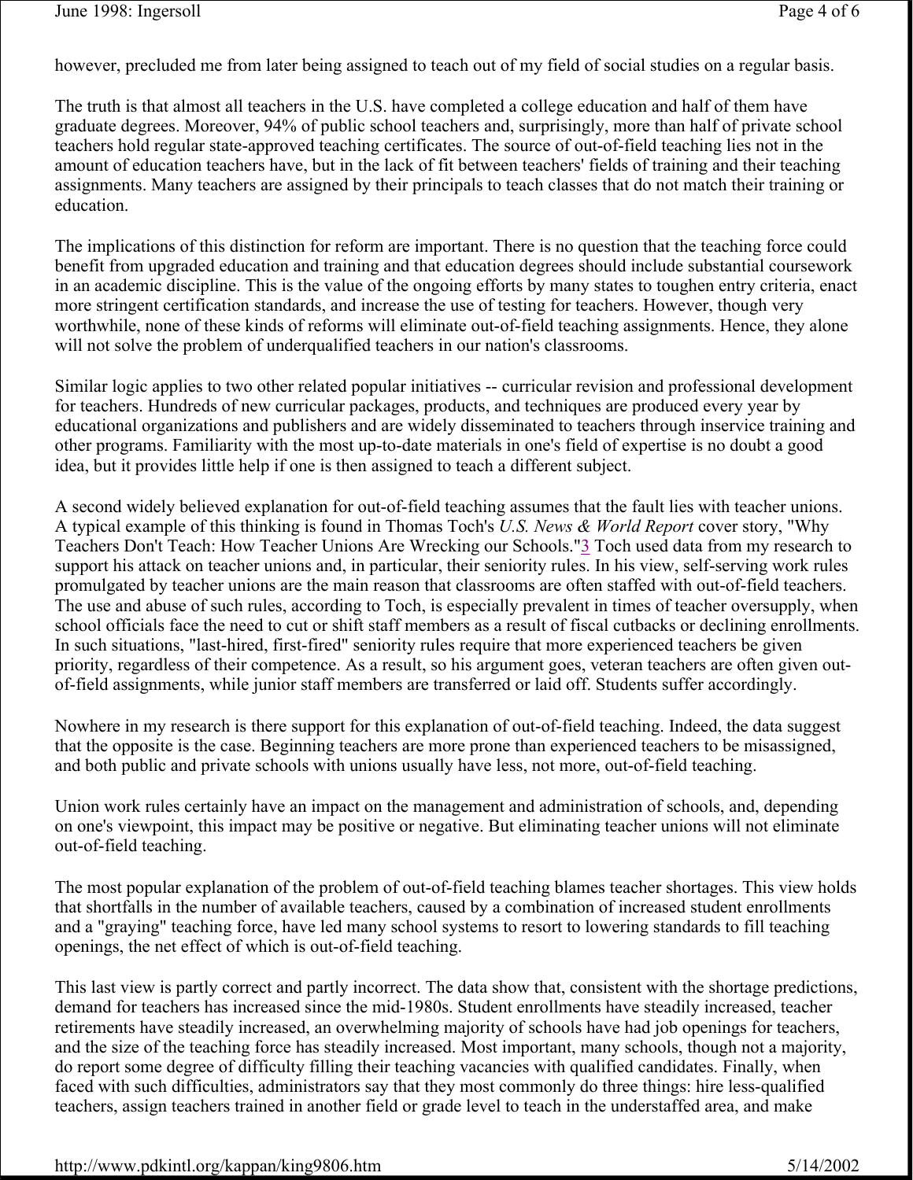however, precluded me from later being assigned to teach out of my field of social studies on a regular basis.

The truth is that almost all teachers in the U.S. have completed a college education and half of them have graduate degrees. Moreover, 94% of public school teachers and, surprisingly, more than half of private school teachers hold regular state-approved teaching certificates. The source of out-of-field teaching lies not in the amount of education teachers have, but in the lack of fit between teachers' fields of training and their teaching assignments. Many teachers are assigned by their principals to teach classes that do not match their training or education.

The implications of this distinction for reform are important. There is no question that the teaching force could benefit from upgraded education and training and that education degrees should include substantial coursework in an academic discipline. This is the value of the ongoing efforts by many states to toughen entry criteria, enact more stringent certification standards, and increase the use of testing for teachers. However, though very worthwhile, none of these kinds of reforms will eliminate out-of-field teaching assignments. Hence, they alone will not solve the problem of underqualified teachers in our nation's classrooms.

Similar logic applies to two other related popular initiatives -- curricular revision and professional development for teachers. Hundreds of new curricular packages, products, and techniques are produced every year by educational organizations and publishers and are widely disseminated to teachers through inservice training and other programs. Familiarity with the most up-to-date materials in one's field of expertise is no doubt a good idea, but it provides little help if one is then assigned to teach a different subject.

A second widely believed explanation for out-of-field teaching assumes that the fault lies with teacher unions. A typical example of this thinking is found in Thomas Toch's *U.S. News & World Report* cover story, "Why Teachers Don't Teach: How Teacher Unions Are Wrecking our Schools."[3] Toch used data from my research to support his attack on teacher unions and, in particular, their seniority rules. In his view, self-serving work rules promulgated by teacher unions are the main reason that classrooms are often staffed with out-of-field teachers. The use and abuse of such rules, according to Toch, is especially prevalent in times of teacher oversupply, when school officials face the need to cut or shift staff members as a result of fiscal cutbacks or declining enrollments. In such situations, "last-hired, first-fired" seniority rules require that more experienced teachers be given priority, regardless of their competence. As a result, so his argument goes, veteran teachers are often given out-of-field assignments, while junior staff members are transferred or laid off. Students suffer accordingly.

Nowhere in my research is there support for this explanation of out-of-field teaching. Indeed, the data suggest that the opposite is the case. Beginning teachers are more prone than experienced teachers to be misassigned, and both public and private schools with unions usually have less, not more, out-of-field teaching.

Union work rules certainly have an impact on the management and administration of schools, and, depending on one's viewpoint, this impact may be positive or negative. But eliminating teacher unions will not eliminate out-of-field teaching.

The most popular explanation of the problem of out-of-field teaching blames teacher shortages. This view holds that shortfalls in the number of available teachers, caused by a combination of increased student enrollments and a "graying" teaching force, have led many school systems to resort to lowering standards to fill teaching openings, the net effect of which is out-of-field teaching.

This last view is partly correct and partly incorrect. The data show that, consistent with the shortage predictions, demand for teachers has increased since the mid-1980s. Student enrollments have steadily increased, teacher retirements have steadily increased, an overwhelming majority of schools have had job openings for teachers, and the size of the teaching force has steadily increased. Most important, many schools, though not a majority, do report some degree of difficulty filling their teaching vacancies with qualified candidates. Finally, when faced with such difficulties, administrators say that they most commonly do three things: hire less-qualified teachers, assign teachers trained in another field or grade level to teach in the understaffed area, and make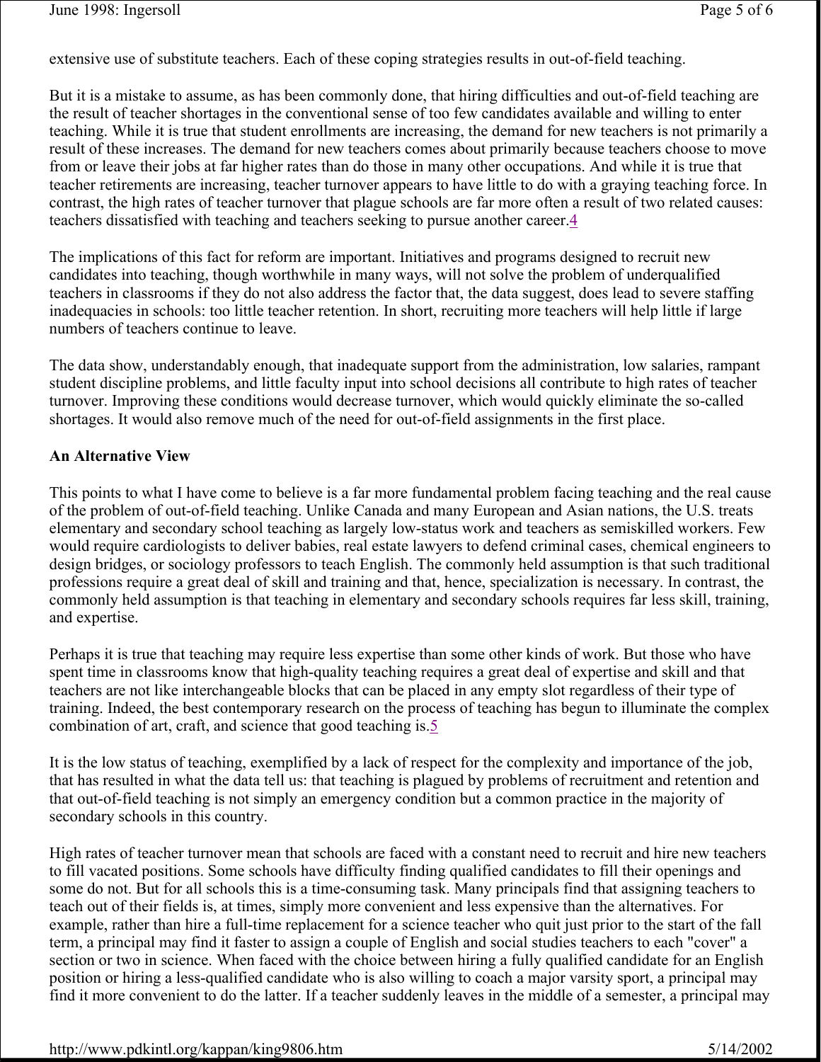extensive use of substitute teachers. Each of these coping strategies results in out-of-field teaching.

But it is a mistake to assume, as has been commonly done, that hiring difficulties and out-of-field teaching are the result of teacher shortages in the conventional sense of too few candidates available and willing to enter teaching. While it is true that student enrollments are increasing, the demand for new teachers is not primarily a result of these increases. The demand for new teachers comes about primarily because teachers choose to move from or leave their jobs at far higher rates than do those in many other occupations. And while it is true that teacher retirements are increasing, teacher turnover appears to have little to do with a graying teaching force. In contrast, the high rates of teacher turnover that plague schools are far more often a result of two related causes: teachers dissatisfied with teaching and teachers seeking to pursue another career.[4]

The implications of this fact for reform are important. Initiatives and programs designed to recruit new candidates into teaching, though worthwhile in many ways, will not solve the problem of underqualified teachers in classrooms if they do not also address the factor that, the data suggest, does lead to severe staffing inadequacies in schools: too little teacher retention. In short, recruiting more teachers will help little if large numbers of teachers continue to leave.

The data show, understandably enough, that inadequate support from the administration, low salaries, rampant student discipline problems, and little faculty input into school decisions all contribute to high rates of teacher turnover. Improving these conditions would decrease turnover, which would quickly eliminate the so-called shortages. It would also remove much of the need for out-of-field assignments in the first place.

**An Alternative View**

This points to what I have come to believe is a far more fundamental problem facing teaching and the real cause of the problem of out-of-field teaching. Unlike Canada and many European and Asian nations, the U.S. treats elementary and secondary school teaching as largely low-status work and teachers as semiskilled workers. Few would require cardiologists to deliver babies, real estate lawyers to defend criminal cases, chemical engineers to design bridges, or sociology professors to teach English. The commonly held assumption is that such traditional professions require a great deal of skill and training and that, hence, specialization is necessary. In contrast, the commonly held assumption is that teaching in elementary and secondary schools requires far less skill, training, and expertise.

Perhaps it is true that teaching may require less expertise than some other kinds of work. But those who have spent time in classrooms know that high-quality teaching requires a great deal of expertise and skill and that teachers are not like interchangeable blocks that can be placed in any empty slot regardless of their type of training. Indeed, the best contemporary research on the process of teaching has begun to illuminate the complex combination of art, craft, and science that good teaching is.[5]

It is the low status of teaching, exemplified by a lack of respect for the complexity and importance of the job, that has resulted in what the data tell us: that teaching is plagued by problems of recruitment and retention and that out-of-field teaching is not simply an emergency condition but a common practice in the majority of secondary schools in this country.

High rates of teacher turnover mean that schools are faced with a constant need to recruit and hire new teachers to fill vacated positions. Some schools have difficulty finding qualified candidates to fill their openings and some do not. But for all schools this is a time-consuming task. Many principals find that assigning teachers to teach out of their fields is, at times, simply more convenient and less expensive than the alternatives. For example, rather than hire a full-time replacement for a science teacher who quit just prior to the start of the fall term, a principal may find it faster to assign a couple of English and social studies teachers to each "cover" a section or two in science. When faced with the choice between hiring a fully qualified candidate for an English position or hiring a less-qualified candidate who is also willing to coach a major varsity sport, a principal may find it more convenient to do the latter. If a teacher suddenly leaves in the middle of a semester, a principal may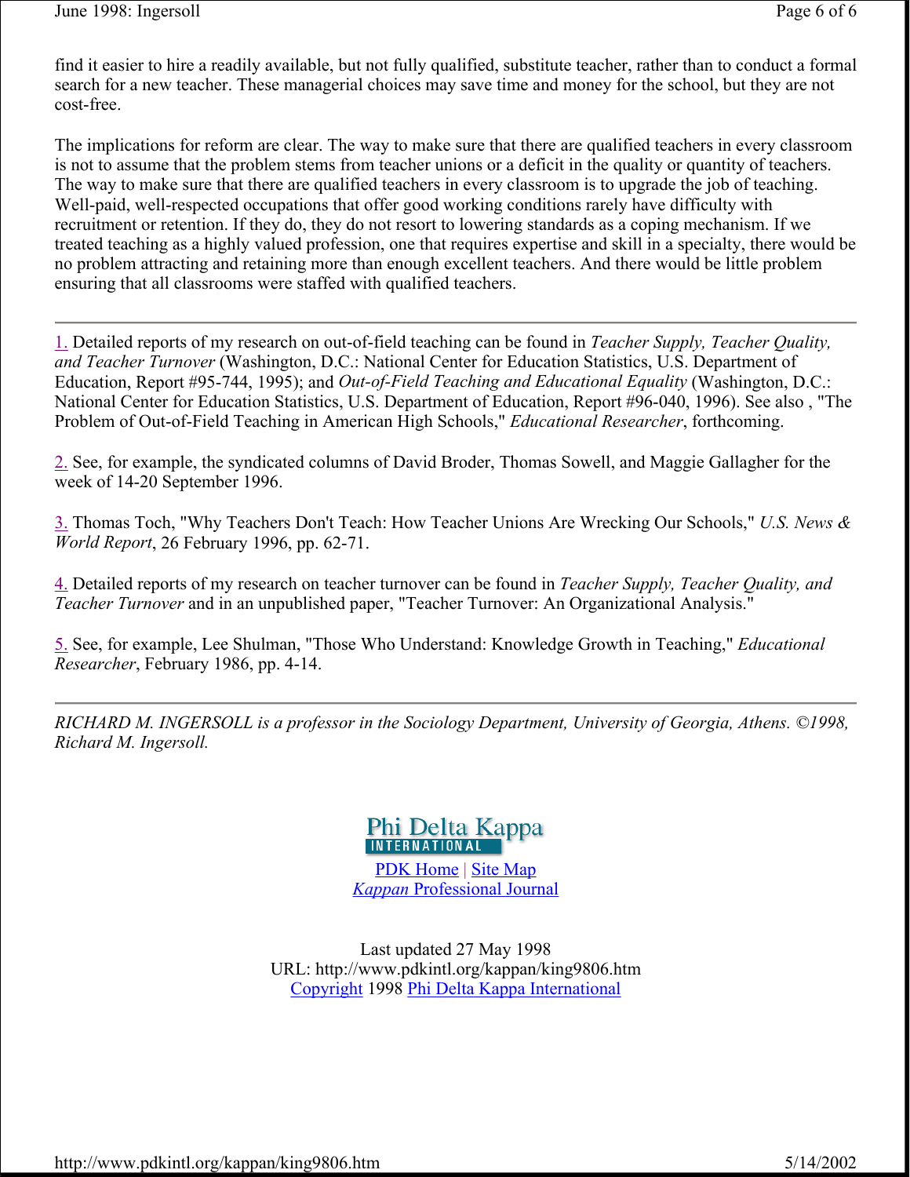find it easier to hire a readily available, but not fully qualified, substitute teacher, rather than to conduct a formal search for a new teacher. These managerial choices may save time and money for the school, but they are not cost-free.

The implications for reform are clear. The way to make sure that there are qualified teachers in every classroom is not to assume that the problem stems from teacher unions or a deficit in the quality or quantity of teachers. The way to make sure that there are qualified teachers in every classroom is to upgrade the job of teaching. Well-paid, well-respected occupations that offer good working conditions rarely have difficulty with recruitment or retention. If they do, they do not resort to lowering standards as a coping mechanism. If we treated teaching as a highly valued profession, one that requires expertise and skill in a specialty, there would be no problem attracting and retaining more than enough excellent teachers. And there would be little problem ensuring that all classrooms were staffed with qualified teachers.

---

1. Detailed reports of my research on out-of-field teaching can be found in *Teacher Supply, Teacher Quality, and Teacher Turnover* (Washington, D.C.: National Center for Education Statistics, U.S. Department of Education, Report #95-744, 1995); and *Out-of-Field Teaching and Educational Equality* (Washington, D.C.: National Center for Education Statistics, U.S. Department of Education, Report #96-040, 1996). See also , "The Problem of Out-of-Field Teaching in American High Schools," *Educational Researcher*, forthcoming.

2. See, for example, the syndicated columns of David Broder, Thomas Sowell, and Maggie Gallagher for the week of 14-20 September 1996.

3. Thomas Toch, "Why Teachers Don't Teach: How Teacher Unions Are Wrecking Our Schools," *U.S. News & World Report*, 26 February 1996, pp. 62-71.

4. Detailed reports of my research on teacher turnover can be found in *Teacher Supply, Teacher Quality, and Teacher Turnover* and in an unpublished paper, "Teacher Turnover: An Organizational Analysis."

5. See, for example, Lee Shulman, "Those Who Understand: Knowledge Growth in Teaching," *Educational Researcher*, February 1986, pp. 4-14.

---

*RICHARD M. INGERSOLL is a professor in the Sociology Department, University of Georgia, Athens. ©1998, Richard M. Ingersoll.*

Phi Delta Kappa INTERNATIONAL

PDK Home | Site Map
*Kappan* Professional Journal

Last updated 27 May 1998
URL: http://www.pdkintl.org/kappan/king9806.htm
Copyright 1998 Phi Delta Kappa International